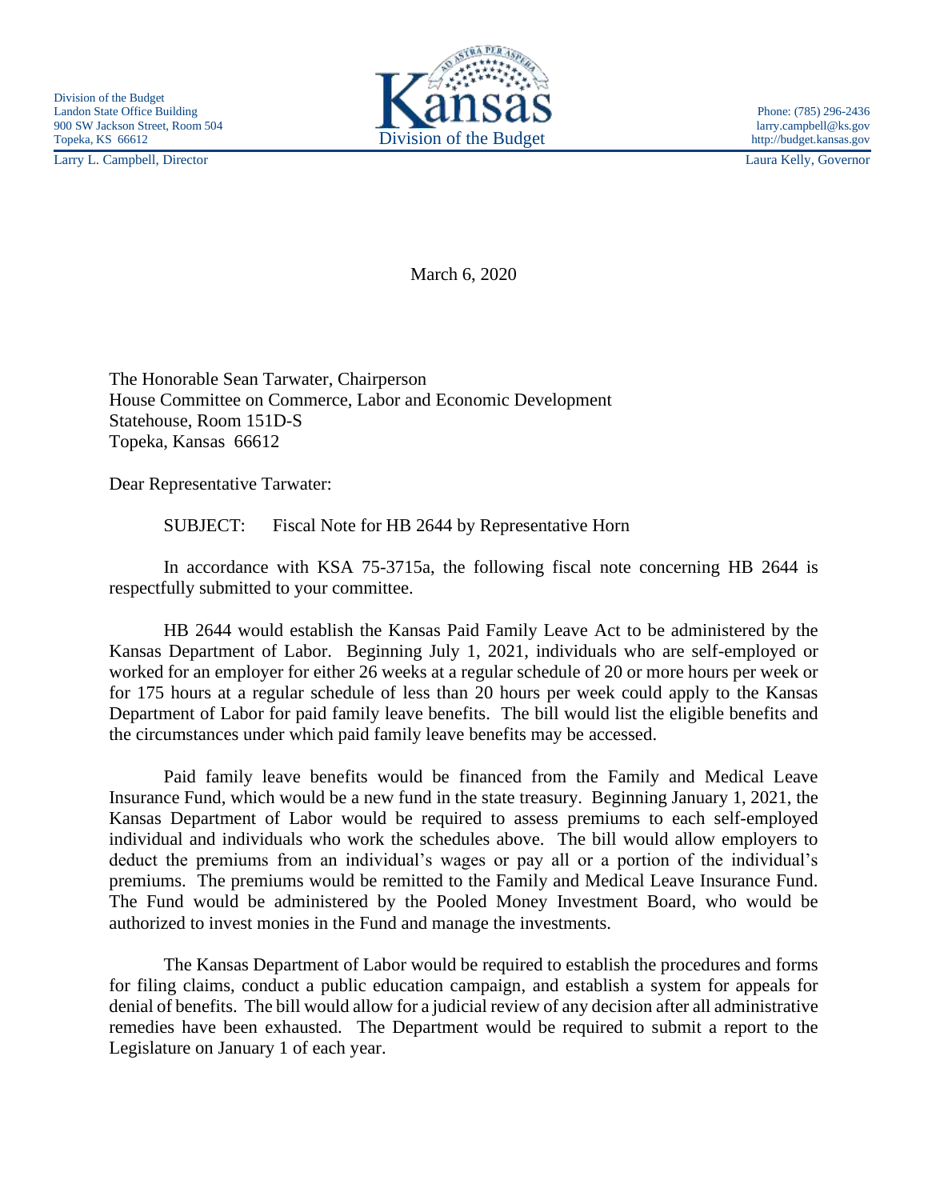Division of the Budget
Landon State Office Building
900 SW Jackson Street, Room 504
Topeka, KS 66612
Larry L. Campbell, Director

Kansas
Division of the Budget

Phone: (785) 296-2436
larry.campbell@ks.gov
http://budget.kansas.gov
Laura Kelly, Governor

March 6, 2020

The Honorable Sean Tarwater, Chairperson
House Committee on Commerce, Labor and Economic Development
Statehouse, Room 151D-S
Topeka, Kansas 66612

Dear Representative Tarwater:

SUBJECT: Fiscal Note for HB 2644 by Representative Horn

In accordance with KSA 75-3715a, the following fiscal note concerning HB 2644 is respectfully submitted to your committee.

HB 2644 would establish the Kansas Paid Family Leave Act to be administered by the Kansas Department of Labor. Beginning July 1, 2021, individuals who are self-employed or worked for an employer for either 26 weeks at a regular schedule of 20 or more hours per week or for 175 hours at a regular schedule of less than 20 hours per week could apply to the Kansas Department of Labor for paid family leave benefits. The bill would list the eligible benefits and the circumstances under which paid family leave benefits may be accessed.

Paid family leave benefits would be financed from the Family and Medical Leave Insurance Fund, which would be a new fund in the state treasury. Beginning January 1, 2021, the Kansas Department of Labor would be required to assess premiums to each self-employed individual and individuals who work the schedules above. The bill would allow employers to deduct the premiums from an individual's wages or pay all or a portion of the individual's premiums. The premiums would be remitted to the Family and Medical Leave Insurance Fund. The Fund would be administered by the Pooled Money Investment Board, who would be authorized to invest monies in the Fund and manage the investments.

The Kansas Department of Labor would be required to establish the procedures and forms for filing claims, conduct a public education campaign, and establish a system for appeals for denial of benefits. The bill would allow for a judicial review of any decision after all administrative remedies have been exhausted. The Department would be required to submit a report to the Legislature on January 1 of each year.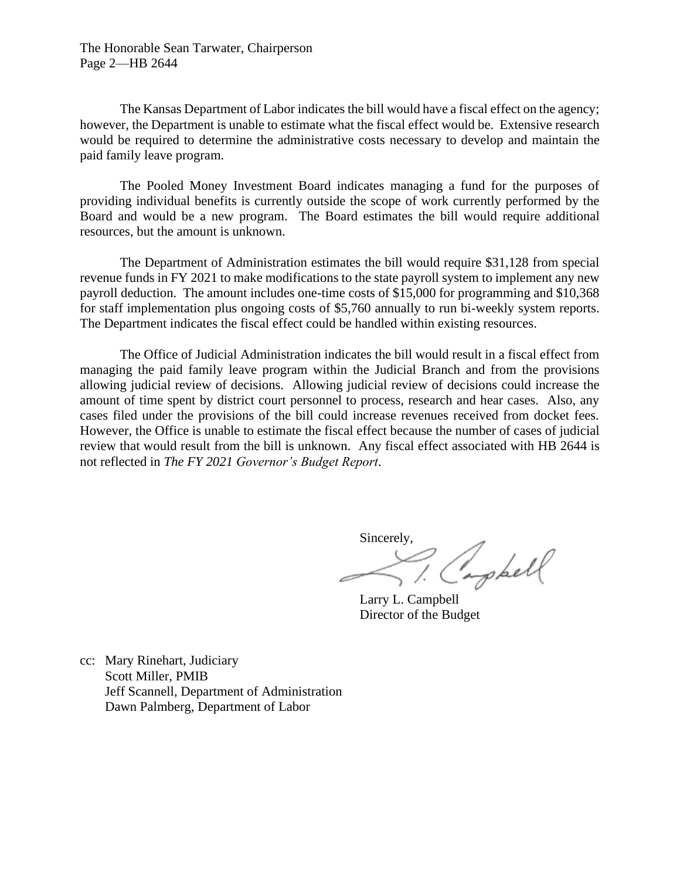The Kansas Department of Labor indicates the bill would have a fiscal effect on the agency; however, the Department is unable to estimate what the fiscal effect would be. Extensive research would be required to determine the administrative costs necessary to develop and maintain the paid family leave program.

The Pooled Money Investment Board indicates managing a fund for the purposes of providing individual benefits is currently outside the scope of work currently performed by the Board and would be a new program. The Board estimates the bill would require additional resources, but the amount is unknown.

The Department of Administration estimates the bill would require $31,128 from special revenue funds in FY 2021 to make modifications to the state payroll system to implement any new payroll deduction. The amount includes one-time costs of $15,000 for programming and $10,368 for staff implementation plus ongoing costs of $5,760 annually to run bi-weekly system reports. The Department indicates the fiscal effect could be handled within existing resources.

The Office of Judicial Administration indicates the bill would result in a fiscal effect from managing the paid family leave program within the Judicial Branch and from the provisions allowing judicial review of decisions. Allowing judicial review of decisions could increase the amount of time spent by district court personnel to process, research and hear cases. Also, any cases filed under the provisions of the bill could increase revenues received from docket fees. However, the Office is unable to estimate the fiscal effect because the number of cases of judicial review that would result from the bill is unknown. Any fiscal effect associated with HB 2644 is not reflected in *The FY 2021 Governor's Budget Report*.

Sincerely,

Larry L. Campbell
Director of the Budget

cc: Mary Rinehart, Judiciary
Scott Miller, PMIB
Jeff Scannell, Department of Administration
Dawn Palmberg, Department of Labor